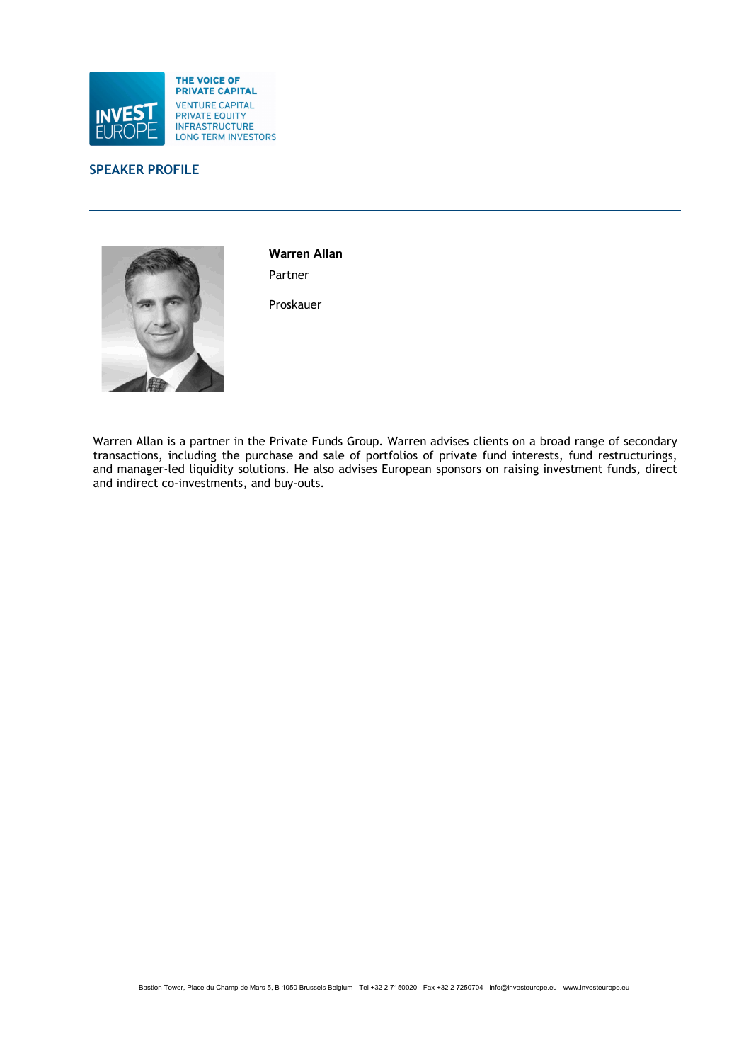THE VOICE OF PRIVATE CAPITAL
VENTURE CAPITAL
PRIVATE EQUITY
INFRASTRUCTURE
LONG TERM INVESTORS

## SPEAKER PROFILE

---

**Warren Allan**

Partner

Proskauer

Warren Allan is a partner in the Private Funds Group. Warren advises clients on a broad range of secondary transactions, including the purchase and sale of portfolios of private fund interests, fund restructurings, and manager-led liquidity solutions. He also advises European sponsors on raising investment funds, direct and indirect co-investments, and buy-outs.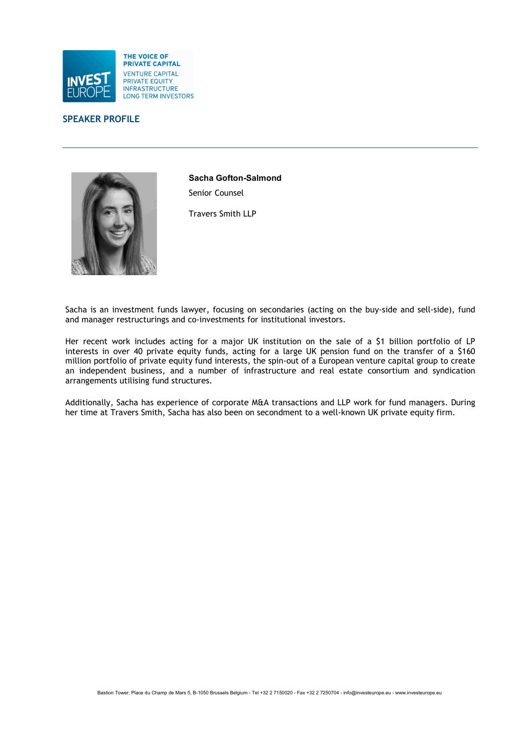THE VOICE OF PRIVATE CAPITAL
VENTURE CAPITAL
PRIVATE EQUITY
INFRASTRUCTURE
LONG TERM INVESTORS

## SPEAKER PROFILE

---

**Sacha Gofton-Salmond**

Senior Counsel

Travers Smith LLP

Sacha is an investment funds lawyer, focusing on secondaries (acting on the buy-side and sell-side), fund and manager restructurings and co-investments for institutional investors.

Her recent work includes acting for a major UK institution on the sale of a $1 billion portfolio of LP interests in over 40 private equity funds, acting for a large UK pension fund on the transfer of a $160 million portfolio of private equity fund interests, the spin-out of a European venture capital group to create an independent business, and a number of infrastructure and real estate consortium and syndication arrangements utilising fund structures.

Additionally, Sacha has experience of corporate M&A transactions and LLP work for fund managers. During her time at Travers Smith, Sacha has also been on secondment to a well-known UK private equity firm.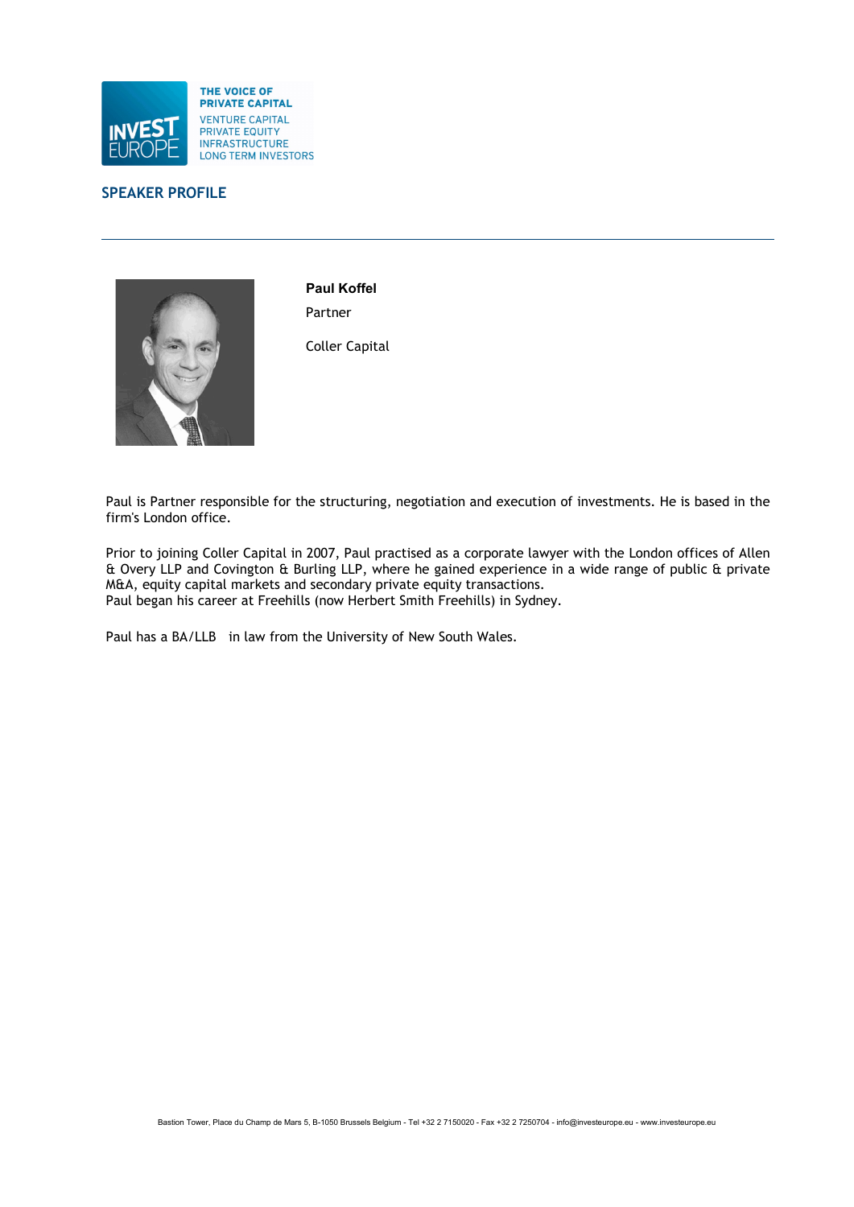## SPEAKER PROFILE

---

**Paul Koffel**

Partner

Coller Capital

Paul is Partner responsible for the structuring, negotiation and execution of investments. He is based in the firm's London office.

Prior to joining Coller Capital in 2007, Paul practised as a corporate lawyer with the London offices of Allen & Overy LLP and Covington & Burling LLP, where he gained experience in a wide range of public & private M&A, equity capital markets and secondary private equity transactions.
Paul began his career at Freehills (now Herbert Smith Freehills) in Sydney.

Paul has a BA/LLB in law from the University of New South Wales.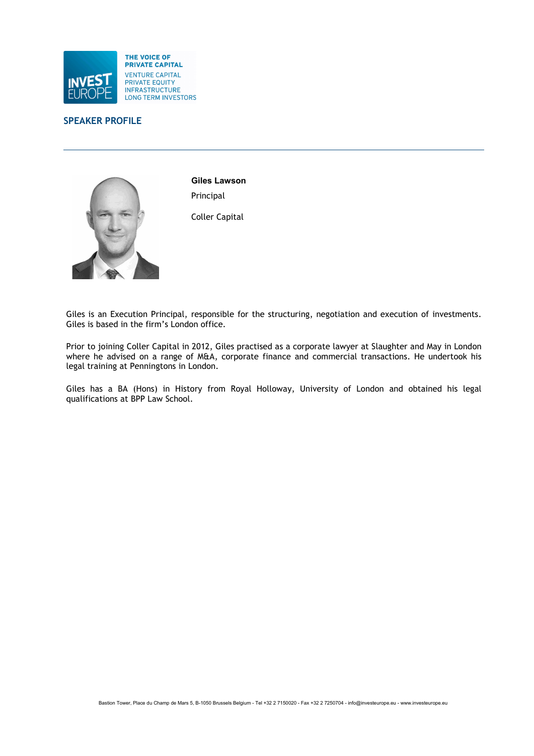THE VOICE OF PRIVATE CAPITAL

VENTURE CAPITAL
PRIVATE EQUITY
INFRASTRUCTURE
LONG TERM INVESTORS

## SPEAKER PROFILE

---

**Giles Lawson**

Principal

Coller Capital

Giles is an Execution Principal, responsible for the structuring, negotiation and execution of investments. Giles is based in the firm's London office.

Prior to joining Coller Capital in 2012, Giles practised as a corporate lawyer at Slaughter and May in London where he advised on a range of M&A, corporate finance and commercial transactions. He undertook his legal training at Penningtons in London.

Giles has a BA (Hons) in History from Royal Holloway, University of London and obtained his legal qualifications at BPP Law School.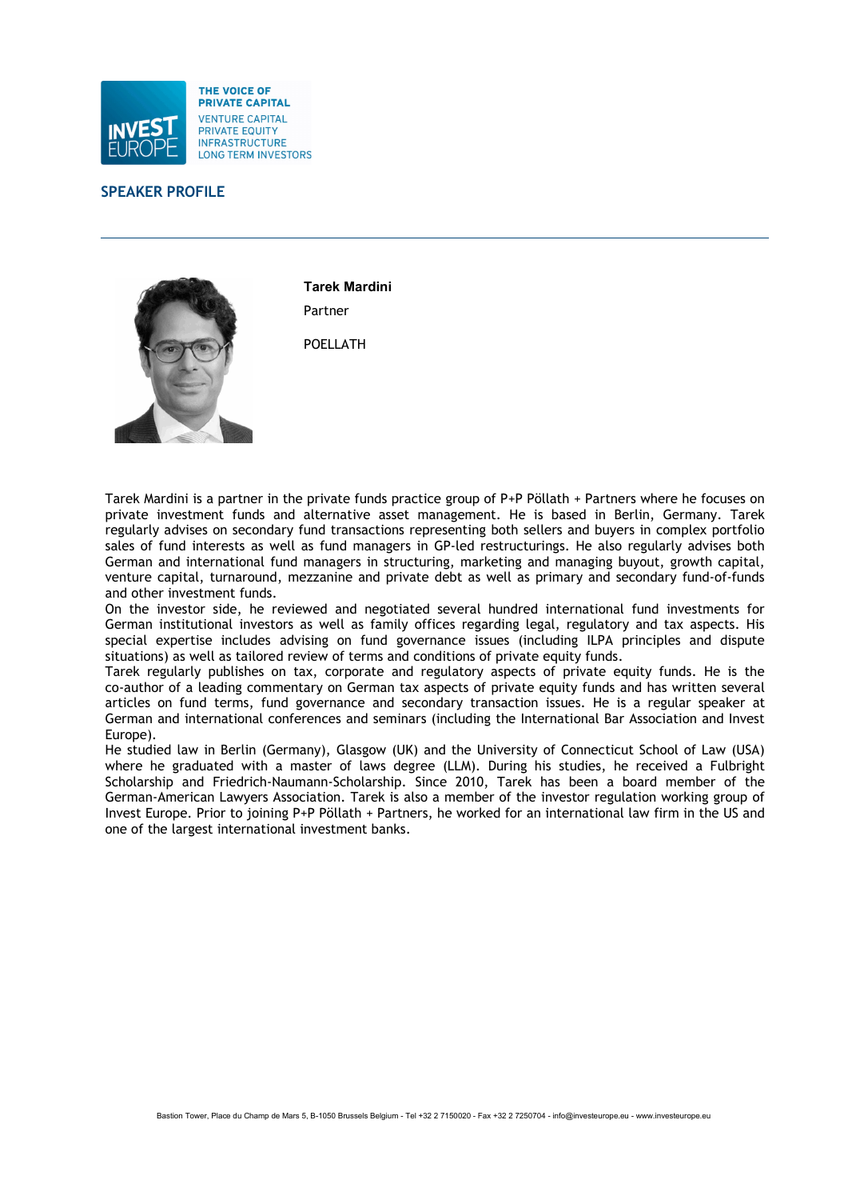THE VOICE OF PRIVATE CAPITAL
VENTURE CAPITAL
PRIVATE EQUITY
INFRASTRUCTURE
LONG TERM INVESTORS

## SPEAKER PROFILE

---

**Tarek Mardini**

Partner

POELLATH

Tarek Mardini is a partner in the private funds practice group of P+P Pöllath + Partners where he focuses on private investment funds and alternative asset management. He is based in Berlin, Germany. Tarek regularly advises on secondary fund transactions representing both sellers and buyers in complex portfolio sales of fund interests as well as fund managers in GP-led restructurings. He also regularly advises both German and international fund managers in structuring, marketing and managing buyout, growth capital, venture capital, turnaround, mezzanine and private debt as well as primary and secondary fund-of-funds and other investment funds.

On the investor side, he reviewed and negotiated several hundred international fund investments for German institutional investors as well as family offices regarding legal, regulatory and tax aspects. His special expertise includes advising on fund governance issues (including ILPA principles and dispute situations) as well as tailored review of terms and conditions of private equity funds.

Tarek regularly publishes on tax, corporate and regulatory aspects of private equity funds. He is the co-author of a leading commentary on German tax aspects of private equity funds and has written several articles on fund terms, fund governance and secondary transaction issues. He is a regular speaker at German and international conferences and seminars (including the International Bar Association and Invest Europe).

He studied law in Berlin (Germany), Glasgow (UK) and the University of Connecticut School of Law (USA) where he graduated with a master of laws degree (LLM). During his studies, he received a Fulbright Scholarship and Friedrich-Naumann-Scholarship. Since 2010, Tarek has been a board member of the German-American Lawyers Association. Tarek is also a member of the investor regulation working group of Invest Europe. Prior to joining P+P Pöllath + Partners, he worked for an international law firm in the US and one of the largest international investment banks.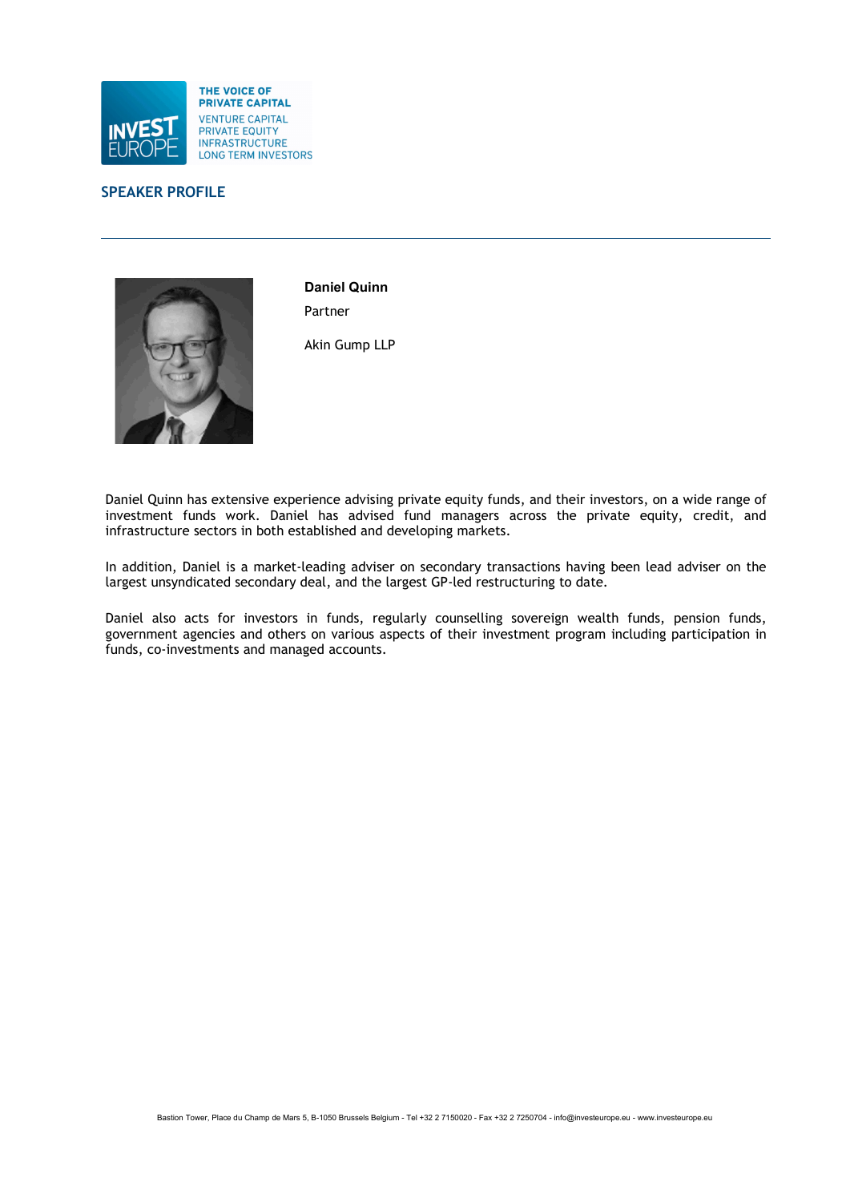THE VOICE OF PRIVATE CAPITAL

VENTURE CAPITAL
PRIVATE EQUITY
INFRASTRUCTURE
LONG TERM INVESTORS

## SPEAKER PROFILE

---

**Daniel Quinn**

Partner

Akin Gump LLP

Daniel Quinn has extensive experience advising private equity funds, and their investors, on a wide range of investment funds work. Daniel has advised fund managers across the private equity, credit, and infrastructure sectors in both established and developing markets.

In addition, Daniel is a market-leading adviser on secondary transactions having been lead adviser on the largest unsyndicated secondary deal, and the largest GP-led restructuring to date.

Daniel also acts for investors in funds, regularly counselling sovereign wealth funds, pension funds, government agencies and others on various aspects of their investment program including participation in funds, co-investments and managed accounts.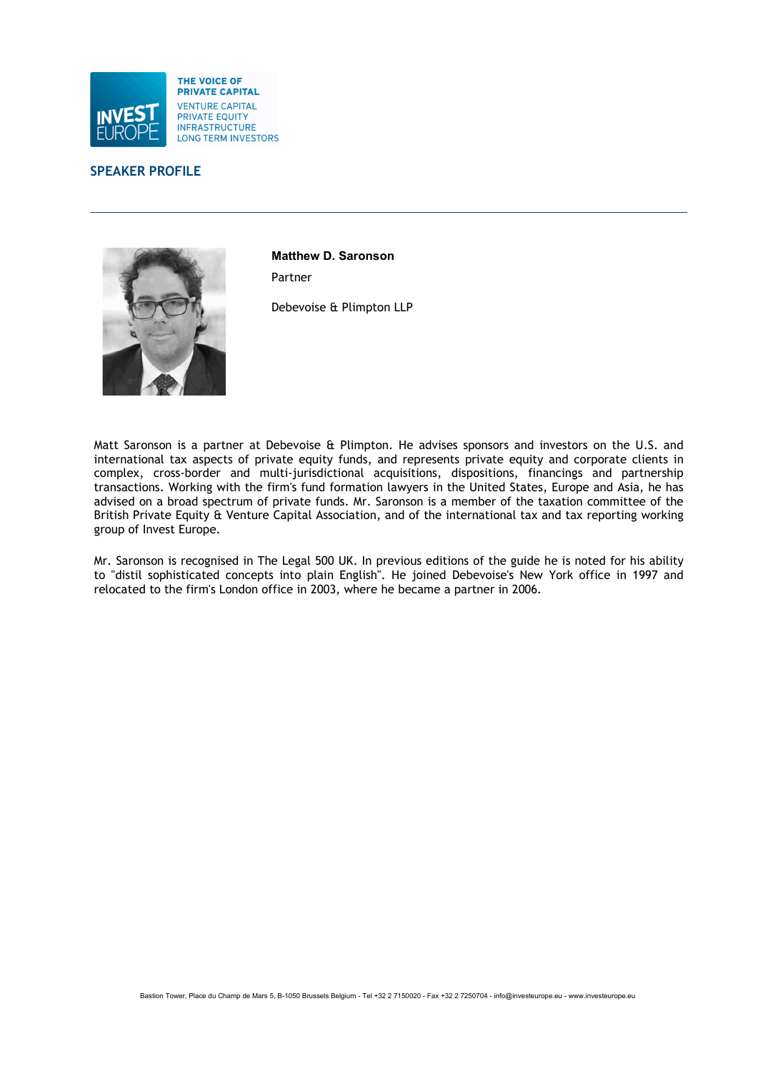THE VOICE OF PRIVATE CAPITAL

VENTURE CAPITAL
PRIVATE EQUITY
INFRASTRUCTURE
LONG TERM INVESTORS

## SPEAKER PROFILE

---

**Matthew D. Saronson**

Partner

Debevoise & Plimpton LLP

Matt Saronson is a partner at Debevoise & Plimpton. He advises sponsors and investors on the U.S. and international tax aspects of private equity funds, and represents private equity and corporate clients in complex, cross-border and multi-jurisdictional acquisitions, dispositions, financings and partnership transactions. Working with the firm's fund formation lawyers in the United States, Europe and Asia, he has advised on a broad spectrum of private funds. Mr. Saronson is a member of the taxation committee of the British Private Equity & Venture Capital Association, and of the international tax and tax reporting working group of Invest Europe.

Mr. Saronson is recognised in The Legal 500 UK. In previous editions of the guide he is noted for his ability to "distil sophisticated concepts into plain English". He joined Debevoise's New York office in 1997 and relocated to the firm's London office in 2003, where he became a partner in 2006.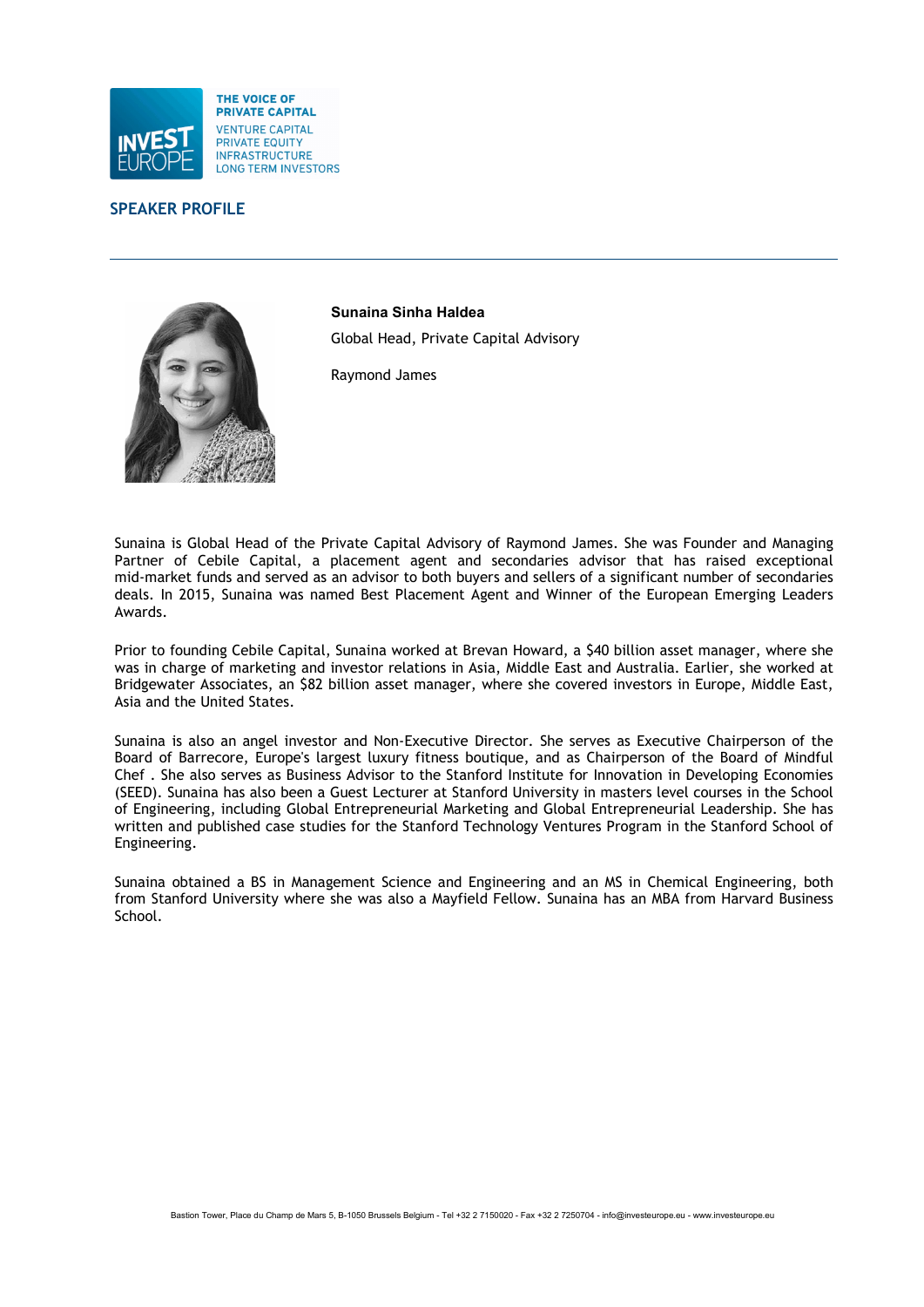THE VOICE OF PRIVATE CAPITAL
VENTURE CAPITAL
PRIVATE EQUITY
INFRASTRUCTURE
LONG TERM INVESTORS

## SPEAKER PROFILE

---

**Sunaina Sinha Haldea**

Global Head, Private Capital Advisory

Raymond James

Sunaina is Global Head of the Private Capital Advisory of Raymond James. She was Founder and Managing Partner of Cebile Capital, a placement agent and secondaries advisor that has raised exceptional mid-market funds and served as an advisor to both buyers and sellers of a significant number of secondaries deals. In 2015, Sunaina was named Best Placement Agent and Winner of the European Emerging Leaders Awards.

Prior to founding Cebile Capital, Sunaina worked at Brevan Howard, a $40 billion asset manager, where she was in charge of marketing and investor relations in Asia, Middle East and Australia. Earlier, she worked at Bridgewater Associates, an $82 billion asset manager, where she covered investors in Europe, Middle East, Asia and the United States.

Sunaina is also an angel investor and Non-Executive Director. She serves as Executive Chairperson of the Board of Barrecore, Europe's largest luxury fitness boutique, and as Chairperson of the Board of Mindful Chef . She also serves as Business Advisor to the Stanford Institute for Innovation in Developing Economies (SEED). Sunaina has also been a Guest Lecturer at Stanford University in masters level courses in the School of Engineering, including Global Entrepreneurial Marketing and Global Entrepreneurial Leadership. She has written and published case studies for the Stanford Technology Ventures Program in the Stanford School of Engineering.

Sunaina obtained a BS in Management Science and Engineering and an MS in Chemical Engineering, both from Stanford University where she was also a Mayfield Fellow. Sunaina has an MBA from Harvard Business School.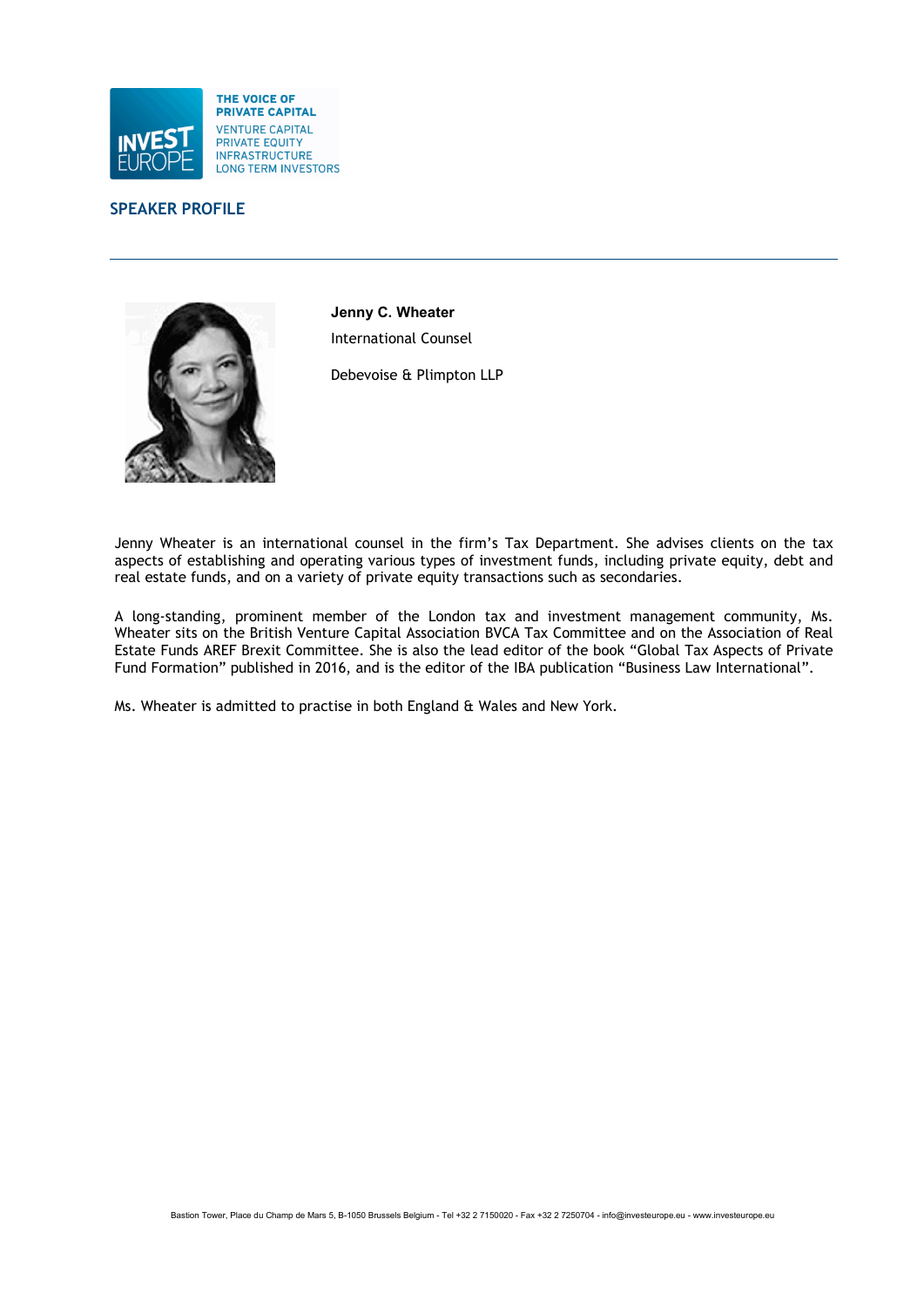THE VOICE OF PRIVATE CAPITAL
VENTURE CAPITAL
PRIVATE EQUITY
INFRASTRUCTURE
LONG TERM INVESTORS

## SPEAKER PROFILE

---

**Jenny C. Wheater**

International Counsel

Debevoise & Plimpton LLP

Jenny Wheater is an international counsel in the firm's Tax Department. She advises clients on the tax aspects of establishing and operating various types of investment funds, including private equity, debt and real estate funds, and on a variety of private equity transactions such as secondaries.

A long-standing, prominent member of the London tax and investment management community, Ms. Wheater sits on the British Venture Capital Association BVCA Tax Committee and on the Association of Real Estate Funds AREF Brexit Committee. She is also the lead editor of the book "Global Tax Aspects of Private Fund Formation" published in 2016, and is the editor of the IBA publication "Business Law International".

Ms. Wheater is admitted to practise in both England & Wales and New York.

Bastion Tower, Place du Champ de Mars 5, B-1050 Brussels Belgium - Tel +32 2 7150020 - Fax +32 2 7250704 - info@investeurope.eu - www.investeurope.eu